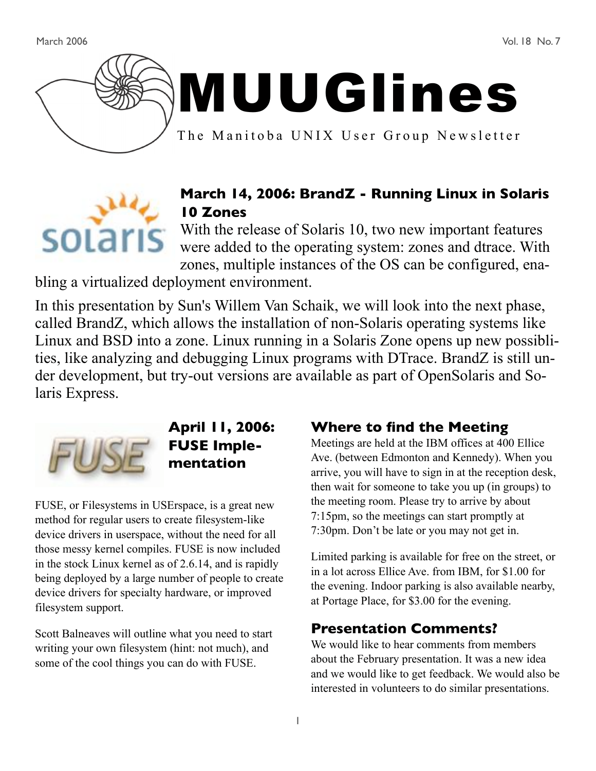# MUUGlines

The Manitoba UNIX User Group Newsletter

March 2006 — Vol. 18 No. 7

## March 14, 2006: BrandZ - Running Linux in Solaris 10 Zones

With the release of Solaris 10, two new important features were added to the operating system: zones and dtrace. With zones, multiple instances of the OS can be configured, enabling a virtualized deployment environment.

In this presentation by Sun's Willem Van Schaik, we will look into the next phase, called BrandZ, which allows the installation of non-Solaris operating systems like Linux and BSD into a zone. Linux running in a Solaris Zone opens up new possibilities, like analyzing and debugging Linux programs with DTrace. BrandZ is still under development, but try-out versions are available as part of OpenSolaris and Solaris Express.

## April 11, 2006: FUSE Implementation

FUSE, or Filesystems in USErspace, is a great new method for regular users to create filesystem-like device drivers in userspace, without the need for all those messy kernel compiles. FUSE is now included in the stock Linux kernel as of 2.6.14, and is rapidly being deployed by a large number of people to create device drivers for specialty hardware, or improved filesystem support.

Scott Balneaves will outline what you need to start writing your own filesystem (hint: not much), and some of the cool things you can do with FUSE.

## Where to find the Meeting

Meetings are held at the IBM offices at 400 Ellice Ave. (between Edmonton and Kennedy). When you arrive, you will have to sign in at the reception desk, then wait for someone to take you up (in groups) to the meeting room. Please try to arrive by about 7:15pm, so the meetings can start promptly at 7:30pm. Don't be late or you may not get in.

Limited parking is available for free on the street, or in a lot across Ellice Ave. from IBM, for $1.00 for the evening. Indoor parking is also available nearby, at Portage Place, for $3.00 for the evening.

## Presentation Comments?

We would like to hear comments from members about the February presentation. It was a new idea and we would like to get feedback. We would also be interested in volunteers to do similar presentations.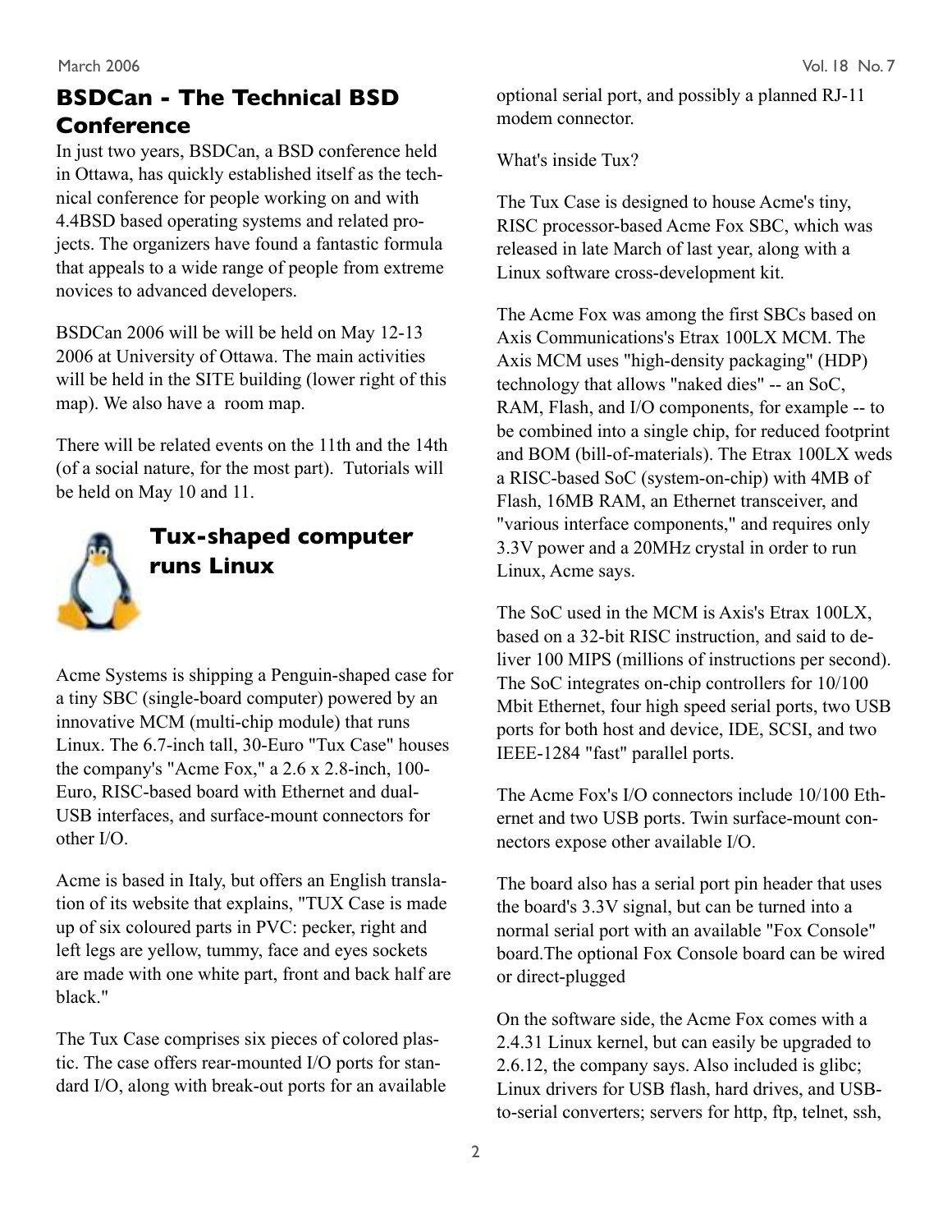## BSDCan - The Technical BSD Conference

In just two years, BSDCan, a BSD conference held in Ottawa, has quickly established itself as the technical conference for people working on and with 4.4BSD based operating systems and related projects. The organizers have found a fantastic formula that appeals to a wide range of people from extreme novices to advanced developers.

BSDCan 2006 will be will be held on May 12-13 2006 at University of Ottawa. The main activities will be held in the SITE building (lower right of this map). We also have a room map.

There will be related events on the 11th and the 14th (of a social nature, for the most part). Tutorials will be held on May 10 and 11.

## Tux-shaped computer runs Linux

Acme Systems is shipping a Penguin-shaped case for a tiny SBC (single-board computer) powered by an innovative MCM (multi-chip module) that runs Linux. The 6.7-inch tall, 30-Euro "Tux Case" houses the company's "Acme Fox," a 2.6 x 2.8-inch, 100-Euro, RISC-based board with Ethernet and dual-USB interfaces, and surface-mount connectors for other I/O.

Acme is based in Italy, but offers an English translation of its website that explains, "TUX Case is made up of six coloured parts in PVC: pecker, right and left legs are yellow, tummy, face and eyes sockets are made with one white part, front and back half are black."

The Tux Case comprises six pieces of colored plastic. The case offers rear-mounted I/O ports for standard I/O, along with break-out ports for an available optional serial port, and possibly a planned RJ-11 modem connector.

What's inside Tux?

The Tux Case is designed to house Acme's tiny, RISC processor-based Acme Fox SBC, which was released in late March of last year, along with a Linux software cross-development kit.

The Acme Fox was among the first SBCs based on Axis Communications's Etrax 100LX MCM. The Axis MCM uses "high-density packaging" (HDP) technology that allows "naked dies" -- an SoC, RAM, Flash, and I/O components, for example -- to be combined into a single chip, for reduced footprint and BOM (bill-of-materials). The Etrax 100LX weds a RISC-based SoC (system-on-chip) with 4MB of Flash, 16MB RAM, an Ethernet transceiver, and "various interface components," and requires only 3.3V power and a 20MHz crystal in order to run Linux, Acme says.

The SoC used in the MCM is Axis's Etrax 100LX, based on a 32-bit RISC instruction, and said to deliver 100 MIPS (millions of instructions per second). The SoC integrates on-chip controllers for 10/100 Mbit Ethernet, four high speed serial ports, two USB ports for both host and device, IDE, SCSI, and two IEEE-1284 "fast" parallel ports.

The Acme Fox's I/O connectors include 10/100 Ethernet and two USB ports. Twin surface-mount connectors expose other available I/O.

The board also has a serial port pin header that uses the board's 3.3V signal, but can be turned into a normal serial port with an available "Fox Console" board.The optional Fox Console board can be wired or direct-plugged

On the software side, the Acme Fox comes with a 2.4.31 Linux kernel, but can easily be upgraded to 2.6.12, the company says. Also included is glibc; Linux drivers for USB flash, hard drives, and USB-to-serial converters; servers for http, ftp, telnet, ssh,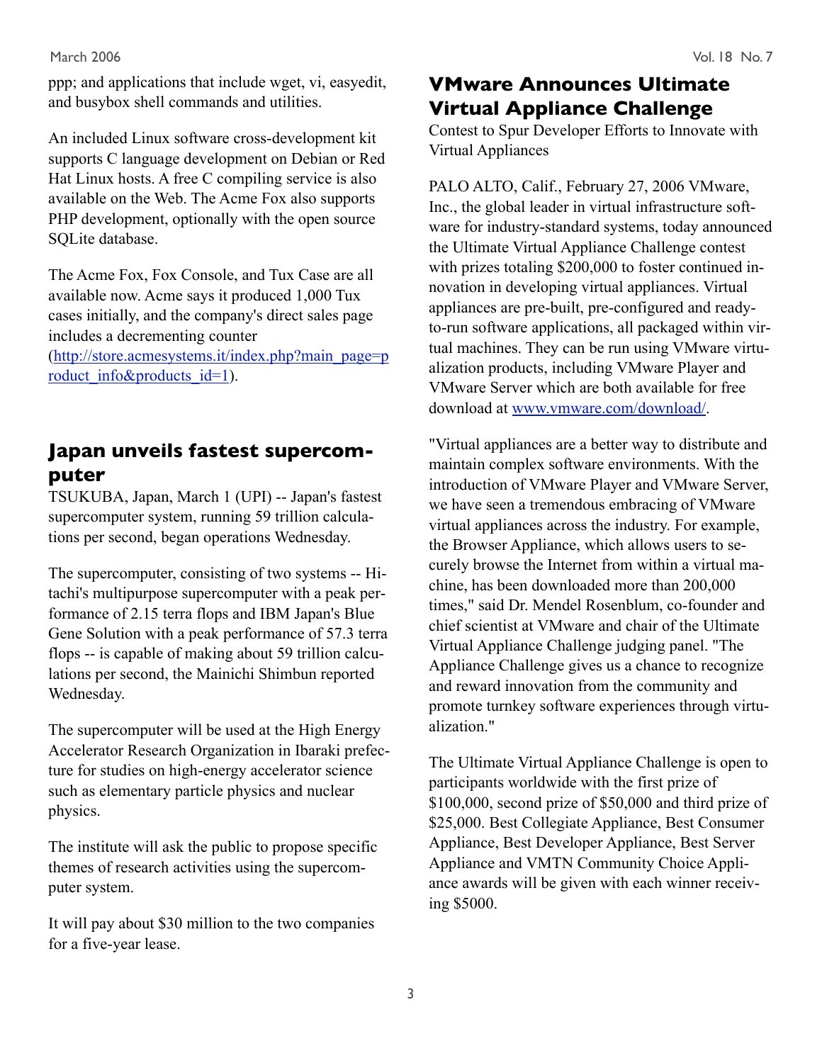ppp; and applications that include wget, vi, easyedit, and busybox shell commands and utilities.

An included Linux software cross-development kit supports C language development on Debian or Red Hat Linux hosts. A free C compiling service is also available on the Web. The Acme Fox also supports PHP development, optionally with the open source SQLite database.

The Acme Fox, Fox Console, and Tux Case are all available now. Acme says it produced 1,000 Tux cases initially, and the company's direct sales page includes a decrementing counter (http://store.acmesystems.it/index.php?main_page=product_info&products_id=1).

## Japan unveils fastest supercomputer

TSUKUBA, Japan, March 1 (UPI) -- Japan's fastest supercomputer system, running 59 trillion calculations per second, began operations Wednesday.

The supercomputer, consisting of two systems -- Hitachi's multipurpose supercomputer with a peak performance of 2.15 terra flops and IBM Japan's Blue Gene Solution with a peak performance of 57.3 terra flops -- is capable of making about 59 trillion calculations per second, the Mainichi Shimbun reported Wednesday.

The supercomputer will be used at the High Energy Accelerator Research Organization in Ibaraki prefecture for studies on high-energy accelerator science such as elementary particle physics and nuclear physics.

The institute will ask the public to propose specific themes of research activities using the supercomputer system.

It will pay about $30 million to the two companies for a five-year lease.

## VMware Announces Ultimate Virtual Appliance Challenge

Contest to Spur Developer Efforts to Innovate with Virtual Appliances

PALO ALTO, Calif., February 27, 2006 VMware, Inc., the global leader in virtual infrastructure software for industry-standard systems, today announced the Ultimate Virtual Appliance Challenge contest with prizes totaling $200,000 to foster continued innovation in developing virtual appliances. Virtual appliances are pre-built, pre-configured and ready-to-run software applications, all packaged within virtual machines. They can be run using VMware virtualization products, including VMware Player and VMware Server which are both available for free download at www.vmware.com/download/.

"Virtual appliances are a better way to distribute and maintain complex software environments. With the introduction of VMware Player and VMware Server, we have seen a tremendous embracing of VMware virtual appliances across the industry. For example, the Browser Appliance, which allows users to securely browse the Internet from within a virtual machine, has been downloaded more than 200,000 times," said Dr. Mendel Rosenblum, co-founder and chief scientist at VMware and chair of the Ultimate Virtual Appliance Challenge judging panel. "The Appliance Challenge gives us a chance to recognize and reward innovation from the community and promote turnkey software experiences through virtualization."

The Ultimate Virtual Appliance Challenge is open to participants worldwide with the first prize of $100,000, second prize of $50,000 and third prize of $25,000. Best Collegiate Appliance, Best Consumer Appliance, Best Developer Appliance, Best Server Appliance and VMTN Community Choice Appliance awards will be given with each winner receiving $5000.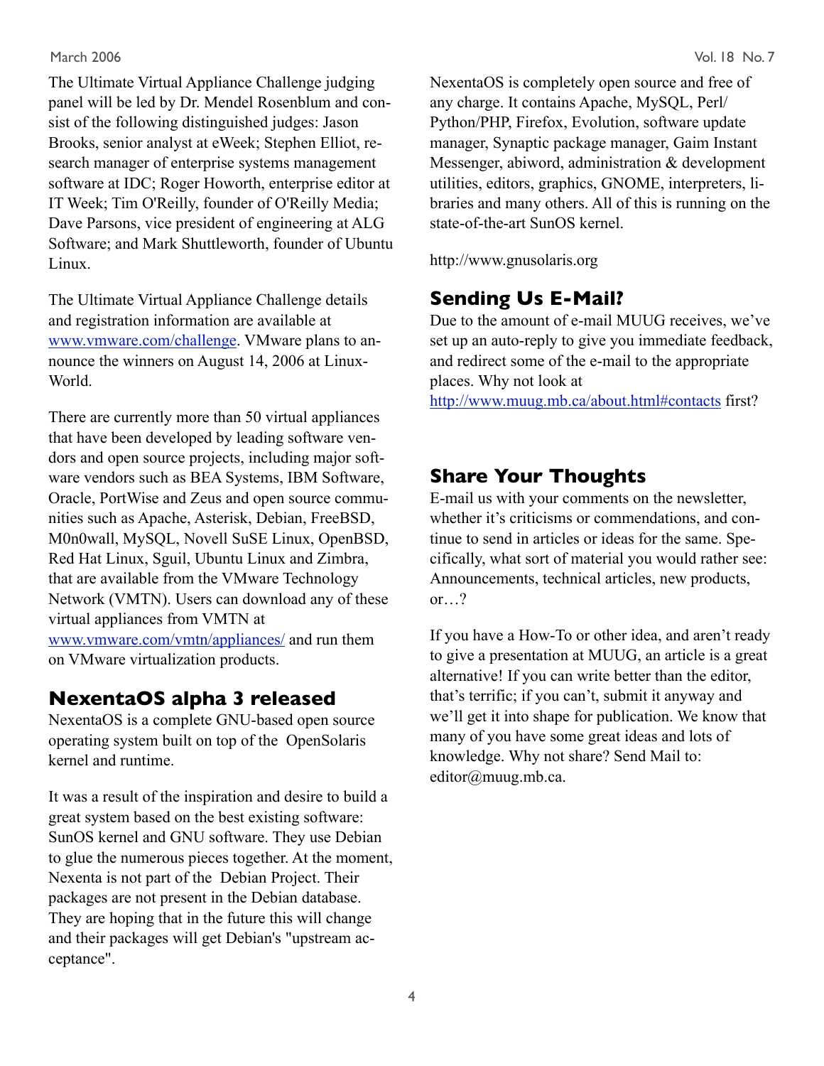The Ultimate Virtual Appliance Challenge judging panel will be led by Dr. Mendel Rosenblum and consist of the following distinguished judges: Jason Brooks, senior analyst at eWeek; Stephen Elliot, research manager of enterprise systems management software at IDC; Roger Howorth, enterprise editor at IT Week; Tim O'Reilly, founder of O'Reilly Media; Dave Parsons, vice president of engineering at ALG Software; and Mark Shuttleworth, founder of Ubuntu Linux.

The Ultimate Virtual Appliance Challenge details and registration information are available at www.vmware.com/challenge. VMware plans to announce the winners on August 14, 2006 at LinuxWorld.

There are currently more than 50 virtual appliances that have been developed by leading software vendors and open source projects, including major software vendors such as BEA Systems, IBM Software, Oracle, PortWise and Zeus and open source communities such as Apache, Asterisk, Debian, FreeBSD, M0n0wall, MySQL, Novell SuSE Linux, OpenBSD, Red Hat Linux, Sguil, Ubuntu Linux and Zimbra, that are available from the VMware Technology Network (VMTN). Users can download any of these virtual appliances from VMTN at www.vmware.com/vmtn/appliances/ and run them on VMware virtualization products.

## NexentaOS alpha 3 released

NexentaOS is a complete GNU-based open source operating system built on top of the OpenSolaris kernel and runtime.

It was a result of the inspiration and desire to build a great system based on the best existing software: SunOS kernel and GNU software. They use Debian to glue the numerous pieces together. At the moment, Nexenta is not part of the Debian Project. Their packages are not present in the Debian database. They are hoping that in the future this will change and their packages will get Debian's "upstream acceptance".

NexentaOS is completely open source and free of any charge. It contains Apache, MySQL, Perl/Python/PHP, Firefox, Evolution, software update manager, Synaptic package manager, Gaim Instant Messenger, abiword, administration & development utilities, editors, graphics, GNOME, interpreters, libraries and many others. All of this is running on the state-of-the-art SunOS kernel.

http://www.gnusolaris.org

## Sending Us E-Mail?

Due to the amount of e-mail MUUG receives, we've set up an auto-reply to give you immediate feedback, and redirect some of the e-mail to the appropriate places. Why not look at http://www.muug.mb.ca/about.html#contacts first?

## Share Your Thoughts

E-mail us with your comments on the newsletter, whether it's criticisms or commendations, and continue to send in articles or ideas for the same. Specifically, what sort of material you would rather see: Announcements, technical articles, new products, or…?

If you have a How-To or other idea, and aren't ready to give a presentation at MUUG, an article is a great alternative! If you can write better than the editor, that's terrific; if you can't, submit it anyway and we'll get it into shape for publication. We know that many of you have some great ideas and lots of knowledge. Why not share? Send Mail to: editor@muug.mb.ca.